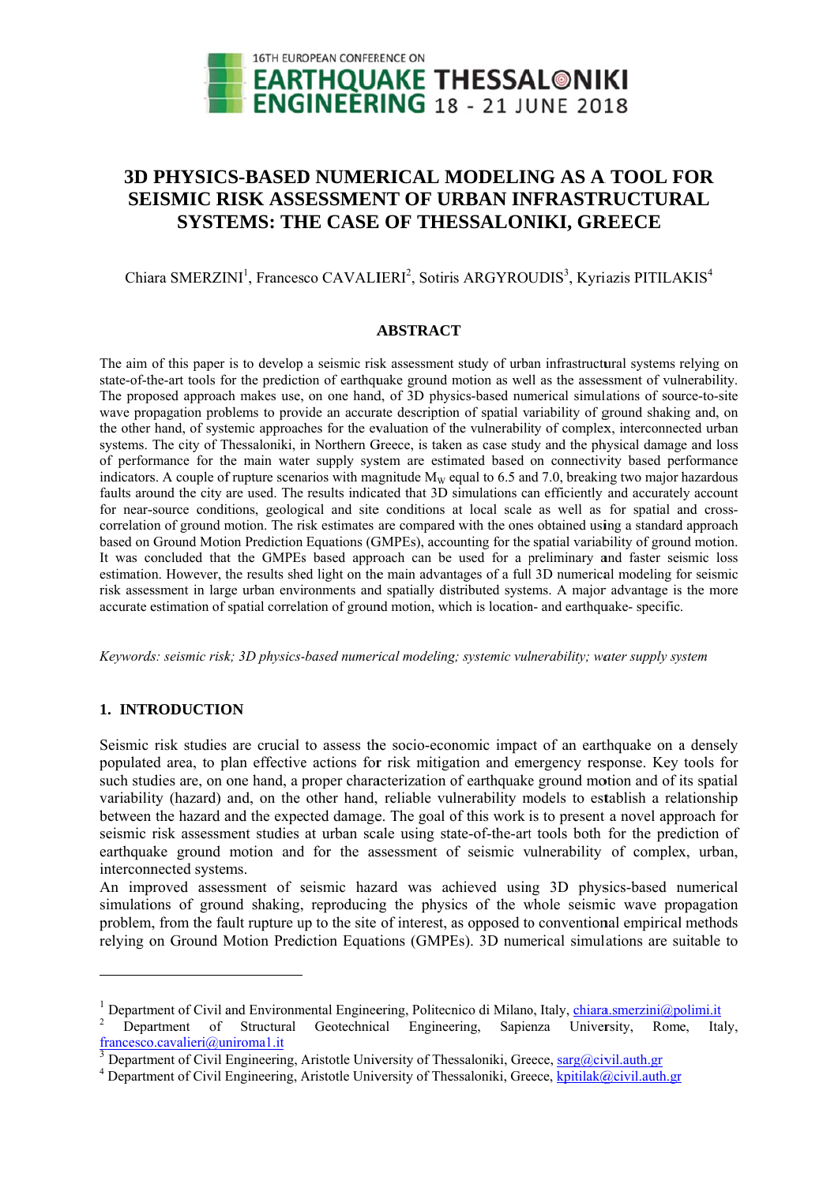# 3D PHYSICS-BASED NUMERICAL MODELING AS A TOOL FOR SEISMIC RISK ASSESSMENT OF URBAN INFRASTRUCTURAL SYSTEMS: THE CASE OF THESSALONIKI, GREECE

Chiara SMERZINI[1], Francesco CAVALIERI[2], Sotiris ARGYROUDIS[3], Kyriazis PITILAKIS[4]

## ABSTRACT

The aim of this paper is to develop a seismic risk assessment study of urban infrastructural systems relying on state-of-the-art tools for the prediction of earthquake ground motion as well as the assessment of vulnerability. The proposed approach makes use, on one hand, of 3D physics-based numerical simulations of source-to-site wave propagation problems to provide an accurate description of spatial variability of ground shaking and, on the other hand, of systemic approaches for the evaluation of the vulnerability of complex, interconnected urban systems. The city of Thessaloniki, in Northern Greece, is taken as case study and the physical damage and loss of performance for the main water supply system are estimated based on connectivity based performance indicators. A couple of rupture scenarios with magnitude $M_W$ equal to 6.5 and 7.0, breaking two major hazardous faults around the city are used. The results indicated that 3D simulations can efficiently and accurately account for near-source conditions, geological and site conditions at local scale as well as for spatial and cross-correlation of ground motion. The risk estimates are compared with the ones obtained using a standard approach based on Ground Motion Prediction Equations (GMPEs), accounting for the spatial variability of ground motion. It was concluded that the GMPEs based approach can be used for a preliminary and faster seismic loss estimation. However, the results shed light on the main advantages of a full 3D numerical modeling for seismic risk assessment in large urban environments and spatially distributed systems. A major advantage is the more accurate estimation of spatial correlation of ground motion, which is location- and earthquake- specific.

*Keywords: seismic risk; 3D physics-based numerical modeling; systemic vulnerability; water supply system*

## 1. INTRODUCTION

Seismic risk studies are crucial to assess the socio-economic impact of an earthquake on a densely populated area, to plan effective actions for risk mitigation and emergency response. Key tools for such studies are, on one hand, a proper characterization of earthquake ground motion and of its spatial variability (hazard) and, on the other hand, reliable vulnerability models to establish a relationship between the hazard and the expected damage. The goal of this work is to present a novel approach for seismic risk assessment studies at urban scale using state-of-the-art tools both for the prediction of earthquake ground motion and for the assessment of seismic vulnerability of complex, urban, interconnected systems.

An improved assessment of seismic hazard was achieved using 3D physics-based numerical simulations of ground shaking, reproducing the physics of the whole seismic wave propagation problem, from the fault rupture up to the site of interest, as opposed to conventional empirical methods relying on Ground Motion Prediction Equations (GMPEs). 3D numerical simulations are suitable to

---

[1] Department of Civil and Environmental Engineering, Politecnico di Milano, Italy, chiara.smerzini@polimi.it

[2] Department of Structural Geotechnical Engineering, Sapienza University, Rome, Italy, francesco.cavalieri@uniroma1.it

[3] Department of Civil Engineering, Aristotle University of Thessaloniki, Greece, sarg@civil.auth.gr

[4] Department of Civil Engineering, Aristotle University of Thessaloniki, Greece, kpitilak@civil.auth.gr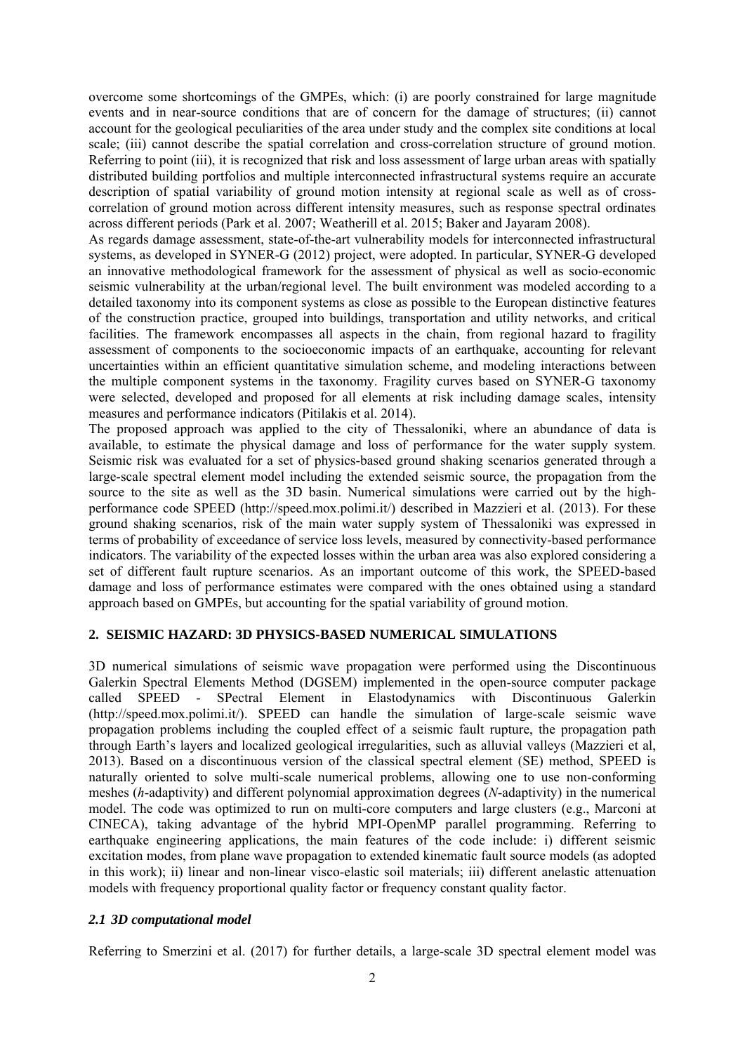overcome some shortcomings of the GMPEs, which: (i) are poorly constrained for large magnitude events and in near-source conditions that are of concern for the damage of structures; (ii) cannot account for the geological peculiarities of the area under study and the complex site conditions at local scale; (iii) cannot describe the spatial correlation and cross-correlation structure of ground motion. Referring to point (iii), it is recognized that risk and loss assessment of large urban areas with spatially distributed building portfolios and multiple interconnected infrastructural systems require an accurate description of spatial variability of ground motion intensity at regional scale as well as of cross-correlation of ground motion across different intensity measures, such as response spectral ordinates across different periods (Park et al. 2007; Weatherill et al. 2015; Baker and Jayaram 2008).

As regards damage assessment, state-of-the-art vulnerability models for interconnected infrastructural systems, as developed in SYNER-G (2012) project, were adopted. In particular, SYNER-G developed an innovative methodological framework for the assessment of physical as well as socio-economic seismic vulnerability at the urban/regional level. The built environment was modeled according to a detailed taxonomy into its component systems as close as possible to the European distinctive features of the construction practice, grouped into buildings, transportation and utility networks, and critical facilities. The framework encompasses all aspects in the chain, from regional hazard to fragility assessment of components to the socioeconomic impacts of an earthquake, accounting for relevant uncertainties within an efficient quantitative simulation scheme, and modeling interactions between the multiple component systems in the taxonomy. Fragility curves based on SYNER-G taxonomy were selected, developed and proposed for all elements at risk including damage scales, intensity measures and performance indicators (Pitilakis et al. 2014).

The proposed approach was applied to the city of Thessaloniki, where an abundance of data is available, to estimate the physical damage and loss of performance for the water supply system. Seismic risk was evaluated for a set of physics-based ground shaking scenarios generated through a large-scale spectral element model including the extended seismic source, the propagation from the source to the site as well as the 3D basin. Numerical simulations were carried out by the high-performance code SPEED (http://speed.mox.polimi.it/) described in Mazzieri et al. (2013). For these ground shaking scenarios, risk of the main water supply system of Thessaloniki was expressed in terms of probability of exceedance of service loss levels, measured by connectivity-based performance indicators. The variability of the expected losses within the urban area was also explored considering a set of different fault rupture scenarios. As an important outcome of this work, the SPEED-based damage and loss of performance estimates were compared with the ones obtained using a standard approach based on GMPEs, but accounting for the spatial variability of ground motion.

## 2. SEISMIC HAZARD: 3D PHYSICS-BASED NUMERICAL SIMULATIONS

3D numerical simulations of seismic wave propagation were performed using the Discontinuous Galerkin Spectral Elements Method (DGSEM) implemented in the open-source computer package called SPEED - SPectral Element in Elastodynamics with Discontinuous Galerkin (http://speed.mox.polimi.it/). SPEED can handle the simulation of large-scale seismic wave propagation problems including the coupled effect of a seismic fault rupture, the propagation path through Earth's layers and localized geological irregularities, such as alluvial valleys (Mazzieri et al, 2013). Based on a discontinuous version of the classical spectral element (SE) method, SPEED is naturally oriented to solve multi-scale numerical problems, allowing one to use non-conforming meshes (*h*-adaptivity) and different polynomial approximation degrees (*N*-adaptivity) in the numerical model. The code was optimized to run on multi-core computers and large clusters (e.g., Marconi at CINECA), taking advantage of the hybrid MPI-OpenMP parallel programming. Referring to earthquake engineering applications, the main features of the code include: i) different seismic excitation modes, from plane wave propagation to extended kinematic fault source models (as adopted in this work); ii) linear and non-linear visco-elastic soil materials; iii) different anelastic attenuation models with frequency proportional quality factor or frequency constant quality factor.

### *2.1 3D computational model*

Referring to Smerzini et al. (2017) for further details, a large-scale 3D spectral element model was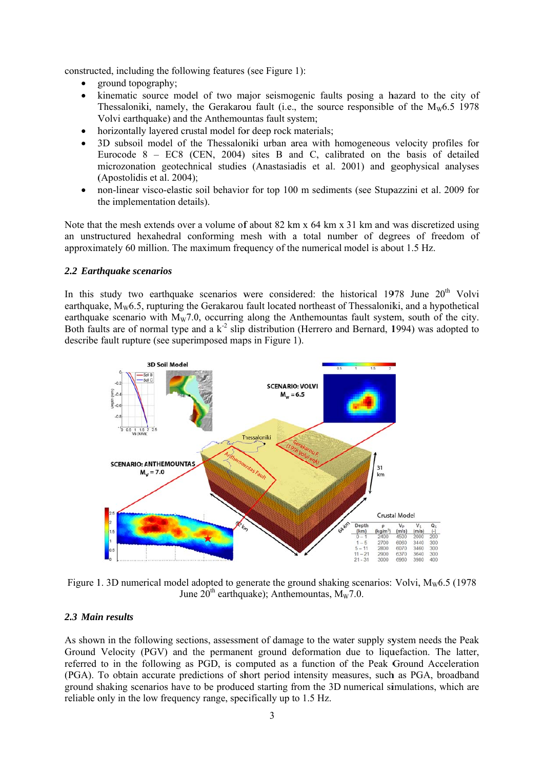constructed, including the following features (see Figure 1):

- ground topography;
- kinematic source model of two major seismogenic faults posing a hazard to the city of Thessaloniki, namely, the Gerakarou fault (i.e., the source responsible of the $M_W$6.5 1978 Volvi earthquake) and the Anthemountas fault system;
- horizontally layered crustal model for deep rock materials;
- 3D subsoil model of the Thessaloniki urban area with homogeneous velocity profiles for Eurocode 8 – EC8 (CEN, 2004) sites B and C, calibrated on the basis of detailed microzonation geotechnical studies (Anastasiadis et al. 2001) and geophysical analyses (Apostolidis et al. 2004);
- non-linear visco-elastic soil behavior for top 100 m sediments (see Stupazzini et al. 2009 for the implementation details).

Note that the mesh extends over a volume of about 82 km x 64 km x 31 km and was discretized using an unstructured hexahedral conforming mesh with a total number of degrees of freedom of approximately 60 million. The maximum frequency of the numerical model is about 1.5 Hz.

### *2.2 Earthquake scenarios*

In this study two earthquake scenarios were considered: the historical 1978 June 20th Volvi earthquake, $M_W$6.5, rupturing the Gerakarou fault located northeast of Thessaloniki, and a hypothetical earthquake scenario with $M_W$7.0, occurring along the Anthemountas fault system, south of the city. Both faults are of normal type and a $k^{-2}$ slip distribution (Herrero and Bernard, 1994) was adopted to describe fault rupture (see superimposed maps in Figure 1).

Figure 1. 3D numerical model adopted to generate the ground shaking scenarios: Volvi, $M_W$6.5 (1978 June 20th earthquake); Anthemountas, $M_W$7.0.

### *2.3 Main results*

As shown in the following sections, assessment of damage to the water supply system needs the Peak Ground Velocity (PGV) and the permanent ground deformation due to liquefaction. The latter, referred to in the following as PGD, is computed as a function of the Peak Ground Acceleration (PGA). To obtain accurate predictions of short period intensity measures, such as PGA, broadband ground shaking scenarios have to be produced starting from the 3D numerical simulations, which are reliable only in the low frequency range, specifically up to 1.5 Hz.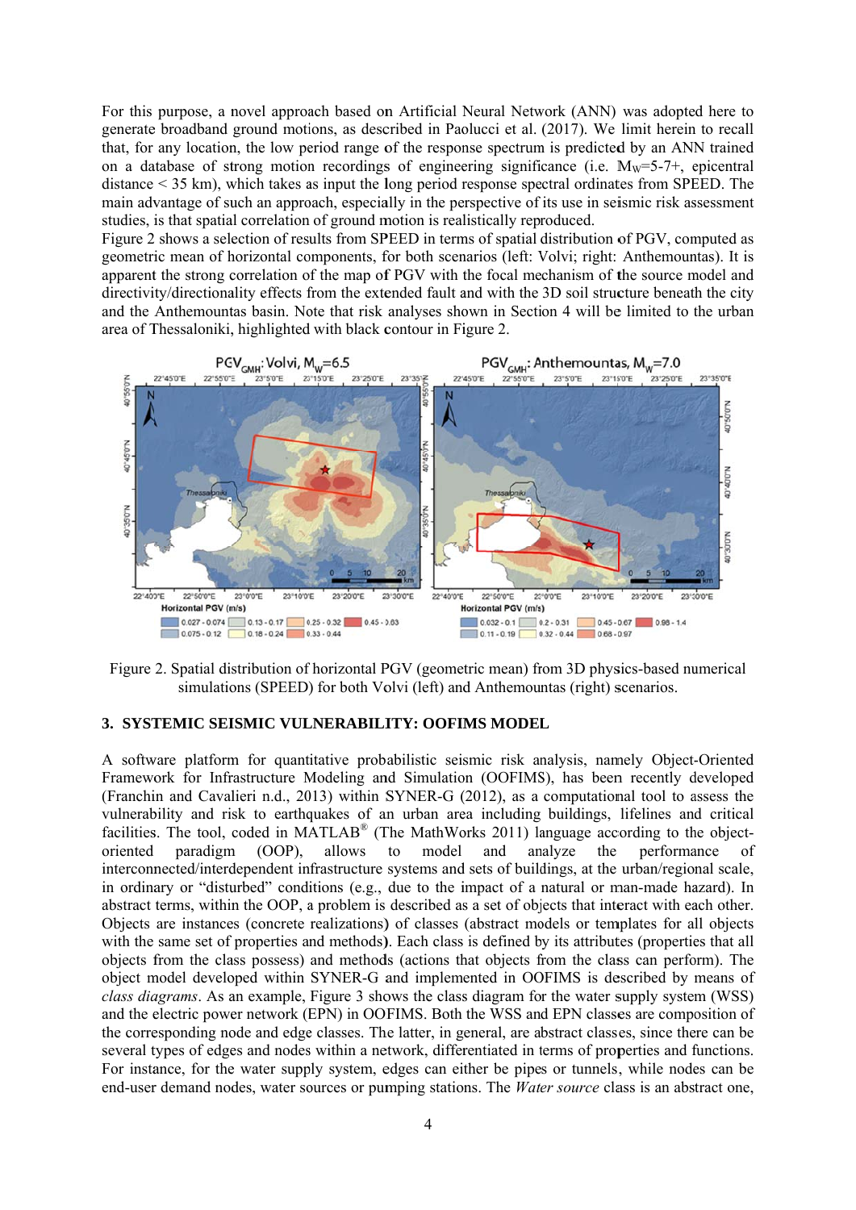For this purpose, a novel approach based on Artificial Neural Network (ANN) was adopted here to generate broadband ground motions, as described in Paolucci et al. (2017). We limit herein to recall that, for any location, the low period range of the response spectrum is predicted by an ANN trained on a database of strong motion recordings of engineering significance (i.e. $M_W$=5-7+, epicentral distance < 35 km), which takes as input the long period response spectral ordinates from SPEED. The main advantage of such an approach, especially in the perspective of its use in seismic risk assessment studies, is that spatial correlation of ground motion is realistically reproduced.

Figure 2 shows a selection of results from SPEED in terms of spatial distribution of PGV, computed as geometric mean of horizontal components, for both scenarios (left: Volvi; right: Anthemountas). It is apparent the strong correlation of the map of PGV with the focal mechanism of the source model and directivity/directionality effects from the extended fault and with the 3D soil structure beneath the city and the Anthemountas basin. Note that risk analyses shown in Section 4 will be limited to the urban area of Thessaloniki, highlighted with black contour in Figure 2.

Figure 2. Spatial distribution of horizontal PGV (geometric mean) from 3D physics-based numerical simulations (SPEED) for both Volvi (left) and Anthemountas (right) scenarios.

## 3. SYSTEMIC SEISMIC VULNERABILITY: OOFIMS MODEL

A software platform for quantitative probabilistic seismic risk analysis, namely Object-Oriented Framework for Infrastructure Modeling and Simulation (OOFIMS), has been recently developed (Franchin and Cavalieri n.d., 2013) within SYNER-G (2012), as a computational tool to assess the vulnerability and risk to earthquakes of an urban area including buildings, lifelines and critical facilities. The tool, coded in MATLAB® (The MathWorks 2011) language according to the object-oriented paradigm (OOP), allows to model and analyze the performance of interconnected/interdependent infrastructure systems and sets of buildings, at the urban/regional scale, in ordinary or "disturbed" conditions (e.g., due to the impact of a natural or man-made hazard). In abstract terms, within the OOP, a problem is described as a set of objects that interact with each other. Objects are instances (concrete realizations) of classes (abstract models or templates for all objects with the same set of properties and methods). Each class is defined by its attributes (properties that all objects from the class possess) and methods (actions that objects from the class can perform). The object model developed within SYNER-G and implemented in OOFIMS is described by means of *class diagrams*. As an example, Figure 3 shows the class diagram for the water supply system (WSS) and the electric power network (EPN) in OOFIMS. Both the WSS and EPN classes are composition of the corresponding node and edge classes. The latter, in general, are abstract classes, since there can be several types of edges and nodes within a network, differentiated in terms of properties and functions. For instance, for the water supply system, edges can either be pipes or tunnels, while nodes can be end-user demand nodes, water sources or pumping stations. The *Water source* class is an abstract one,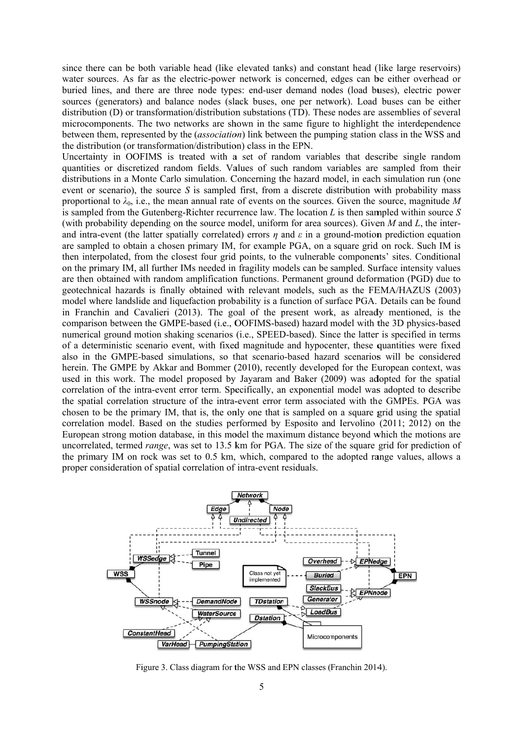since there can be both variable head (like elevated tanks) and constant head (like large reservoirs) water sources. As far as the electric-power network is concerned, edges can be either overhead or buried lines, and there are three node types: end-user demand nodes (load buses), electric power sources (generators) and balance nodes (slack buses, one per network). Load buses can be either distribution (D) or transformation/distribution substations (TD). These nodes are assemblies of several microcomponents. The two networks are shown in the same figure to highlight the interdependence between them, represented by the (*association*) link between the pumping station class in the WSS and the distribution (or transformation/distribution) class in the EPN.

Uncertainty in OOFIMS is treated with a set of random variables that describe single random quantities or discretized random fields. Values of such random variables are sampled from their distributions in a Monte Carlo simulation. Concerning the hazard model, in each simulation run (one event or scenario), the source $S$ is sampled first, from a discrete distribution with probability mass proportional to $\lambda_0$, i.e., the mean annual rate of events on the sources. Given the source, magnitude $M$ is sampled from the Gutenberg-Richter recurrence law. The location $L$ is then sampled within source $S$ (with probability depending on the source model, uniform for area sources). Given $M$ and $L$, the inter- and intra-event (the latter spatially correlated) errors $\eta$ and $\varepsilon$ in a ground-motion prediction equation are sampled to obtain a chosen primary IM, for example PGA, on a square grid on rock. Such IM is then interpolated, from the closest four grid points, to the vulnerable components' sites. Conditional on the primary IM, all further IMs needed in fragility models can be sampled. Surface intensity values are then obtained with random amplification functions. Permanent ground deformation (PGD) due to geotechnical hazards is finally obtained with relevant models, such as the FEMA/HAZUS (2003) model where landslide and liquefaction probability is a function of surface PGA. Details can be found in Franchin and Cavalieri (2013). The goal of the present work, as already mentioned, is the comparison between the GMPE-based (i.e., OOFIMS-based) hazard model with the 3D physics-based numerical ground motion shaking scenarios (i.e., SPEED-based). Since the latter is specified in terms of a deterministic scenario event, with fixed magnitude and hypocenter, these quantities were fixed also in the GMPE-based simulations, so that scenario-based hazard scenarios will be considered herein. The GMPE by Akkar and Bommer (2010), recently developed for the European context, was used in this work. The model proposed by Jayaram and Baker (2009) was adopted for the spatial correlation of the intra-event error term. Specifically, an exponential model was adopted to describe the spatial correlation structure of the intra-event error term associated with the GMPEs. PGA was chosen to be the primary IM, that is, the only one that is sampled on a square grid using the spatial correlation model. Based on the studies performed by Esposito and Iervolino (2011; 2012) on the European strong motion database, in this model the maximum distance beyond which the motions are uncorrelated, termed *range*, was set to 13.5 km for PGA. The size of the square grid for prediction of the primary IM on rock was set to 0.5 km, which, compared to the adopted range values, allows a proper consideration of spatial correlation of intra-event residuals.

Figure 3. Class diagram for the WSS and EPN classes (Franchin 2014).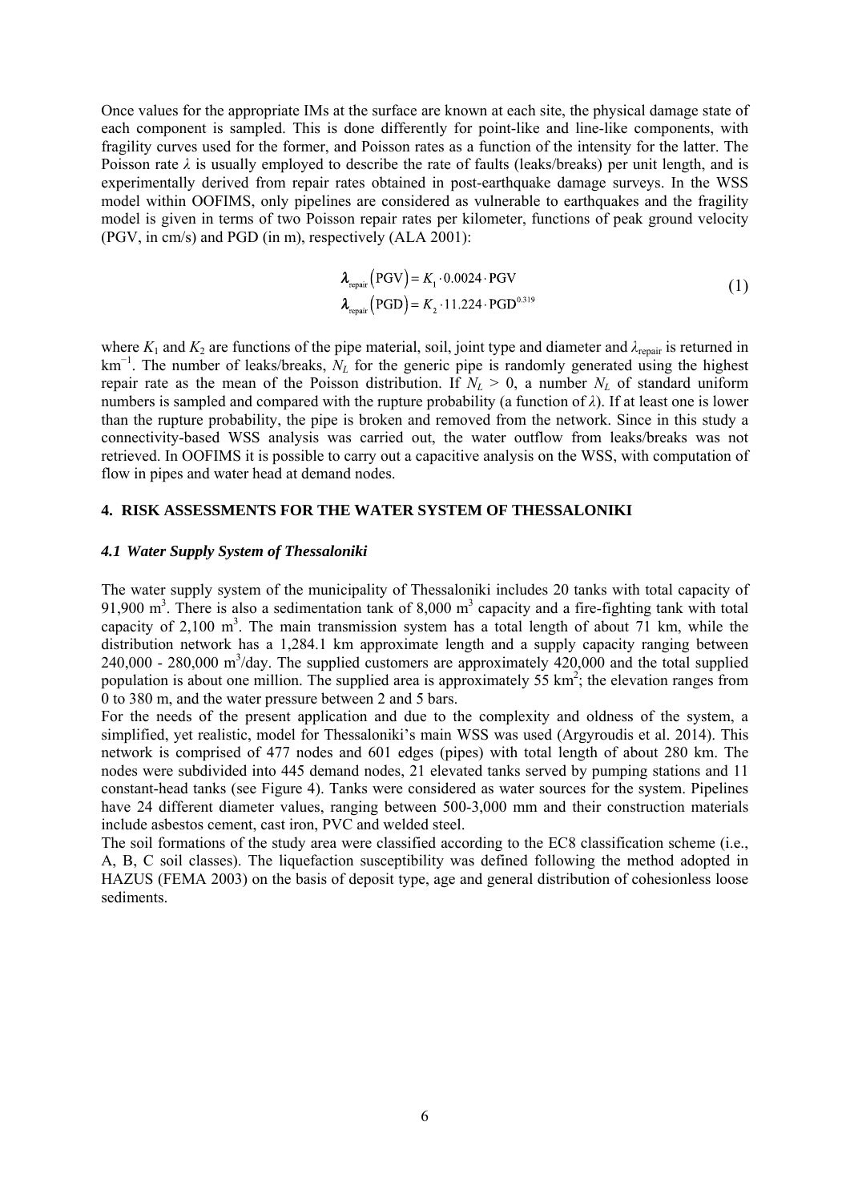Once values for the appropriate IMs at the surface are known at each site, the physical damage state of each component is sampled. This is done differently for point-like and line-like components, with fragility curves used for the former, and Poisson rates as a function of the intensity for the latter. The Poisson rate $\lambda$ is usually employed to describe the rate of faults (leaks/breaks) per unit length, and is experimentally derived from repair rates obtained in post-earthquake damage surveys. In the WSS model within OOFIMS, only pipelines are considered as vulnerable to earthquakes and the fragility model is given in terms of two Poisson repair rates per kilometer, functions of peak ground velocity (PGV, in cm/s) and PGD (in m), respectively (ALA 2001):

$$
\begin{aligned}
\lambda_{\text{repair}}(\text{PGV}) &= K_1 \cdot 0.0024 \cdot \text{PGV} \\
\lambda_{\text{repair}}(\text{PGD}) &= K_2 \cdot 11.224 \cdot \text{PGD}^{0.319}
\end{aligned}
\tag{1}
$$

where $K_1$ and $K_2$ are functions of the pipe material, soil, joint type and diameter and $\lambda_{\text{repair}}$ is returned in $\text{km}^{-1}$. The number of leaks/breaks, $N_L$ for the generic pipe is randomly generated using the highest repair rate as the mean of the Poisson distribution. If $N_L > 0$, a number $N_L$ of standard uniform numbers is sampled and compared with the rupture probability (a function of $\lambda$). If at least one is lower than the rupture probability, the pipe is broken and removed from the network. Since in this study a connectivity-based WSS analysis was carried out, the water outflow from leaks/breaks was not retrieved. In OOFIMS it is possible to carry out a capacitive analysis on the WSS, with computation of flow in pipes and water head at demand nodes.

## 4. RISK ASSESSMENTS FOR THE WATER SYSTEM OF THESSALONIKI

### *4.1 Water Supply System of Thessaloniki*

The water supply system of the municipality of Thessaloniki includes 20 tanks with total capacity of 91,900 $\text{m}^3$. There is also a sedimentation tank of 8,000 $\text{m}^3$ capacity and a fire-fighting tank with total capacity of 2,100 $\text{m}^3$. The main transmission system has a total length of about 71 km, while the distribution network has a 1,284.1 km approximate length and a supply capacity ranging between 240,000 - 280,000 $\text{m}^3$/day. The supplied customers are approximately 420,000 and the total supplied population is about one million. The supplied area is approximately 55 $\text{km}^2$; the elevation ranges from 0 to 380 m, and the water pressure between 2 and 5 bars.

For the needs of the present application and due to the complexity and oldness of the system, a simplified, yet realistic, model for Thessaloniki's main WSS was used (Argyroudis et al. 2014). This network is comprised of 477 nodes and 601 edges (pipes) with total length of about 280 km. The nodes were subdivided into 445 demand nodes, 21 elevated tanks served by pumping stations and 11 constant-head tanks (see Figure 4). Tanks were considered as water sources for the system. Pipelines have 24 different diameter values, ranging between 500-3,000 mm and their construction materials include asbestos cement, cast iron, PVC and welded steel.

The soil formations of the study area were classified according to the EC8 classification scheme (i.e., A, B, C soil classes). The liquefaction susceptibility was defined following the method adopted in HAZUS (FEMA 2003) on the basis of deposit type, age and general distribution of cohesionless loose sediments.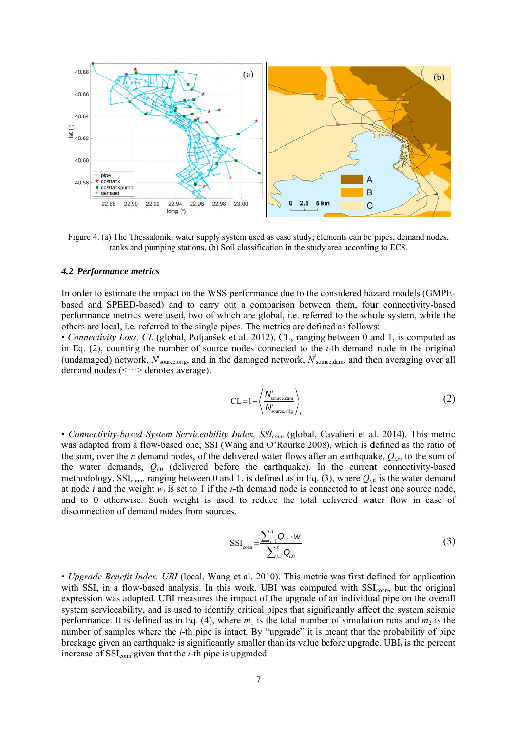Figure 4. (a) The Thessaloniki water supply system used as case study; elements can be pipes, demand nodes, tanks and pumping stations, (b) Soil classification in the study area according to EC8.

### *4.2 Performance metrics*

In order to estimate the impact on the WSS performance due to the considered hazard models (GMPE-based and SPEED-based) and to carry out a comparison between them, four connectivity-based performance metrics were used, two of which are global, i.e. referred to the whole system, while the others are local, i.e. referred to the single pipes. The metrics are defined as follows:

• *Connectivity Loss, CL* (global, Poljanšek et al. 2012). CL, ranging between 0 and 1, is computed as in Eq. (2), counting the number of source nodes connected to the $i$-th demand node in the original (undamaged) network, $N^i_{\text{source,orig}}$, and in the damaged network, $N^i_{\text{source,dam}}$, and then averaging over all demand nodes (<···> denotes average).

$$\mathrm{CL} = 1 - \left\langle \frac{N^i_{\text{source,dam}}}{N^i_{\text{source,orig}}} \right\rangle_i \tag{2}$$

• *Connectivity-based System Serviceability Index, $SSI_{conn}$* (global, Cavalieri et al. 2014). This metric was adapted from a flow-based one, SSI (Wang and O'Rourke 2008), which is defined as the ratio of the sum, over the $n$ demand nodes, of the delivered water flows after an earthquake, $Q_{i,s}$, to the sum of the water demands, $Q_{i,0}$ (delivered before the earthquake). In the current connectivity-based methodology, $\mathrm{SSI}_{\text{conn}}$, ranging between 0 and 1, is defined as in Eq. (3), where $Q_{i,0}$ is the water demand at node $i$ and the weight $w_i$ is set to 1 if the $i$-th demand node is connected to at least one source node, and to 0 otherwise. Such weight is used to reduce the total delivered water flow in case of disconnection of demand nodes from sources.

$$\mathrm{SSI}_{\text{conn}} = \frac{\sum_{i=1}^{n} Q_{i,0} \cdot w_i}{\sum_{i=1}^{n} Q_{i,0}} \tag{3}$$

• *Upgrade Benefit Index, UBI* (local, Wang et al. 2010). This metric was first defined for application with SSI, in a flow-based analysis. In this work, UBI was computed with $\mathrm{SSI}_{\text{conn}}$, but the original expression was adopted. UBI measures the impact of the upgrade of an individual pipe on the overall system serviceability, and is used to identify critical pipes that significantly affect the system seismic performance. It is defined as in Eq. (4), where $m_1$ is the total number of simulation runs and $m_2$ is the number of samples where the $i$-th pipe is intact. By "upgrade" it is meant that the probability of pipe breakage given an earthquake is significantly smaller than its value before upgrade. $\mathrm{UBI}_i$ is the percent increase of $\mathrm{SSI}_{\text{conn}}$ given that the $i$-th pipe is upgraded.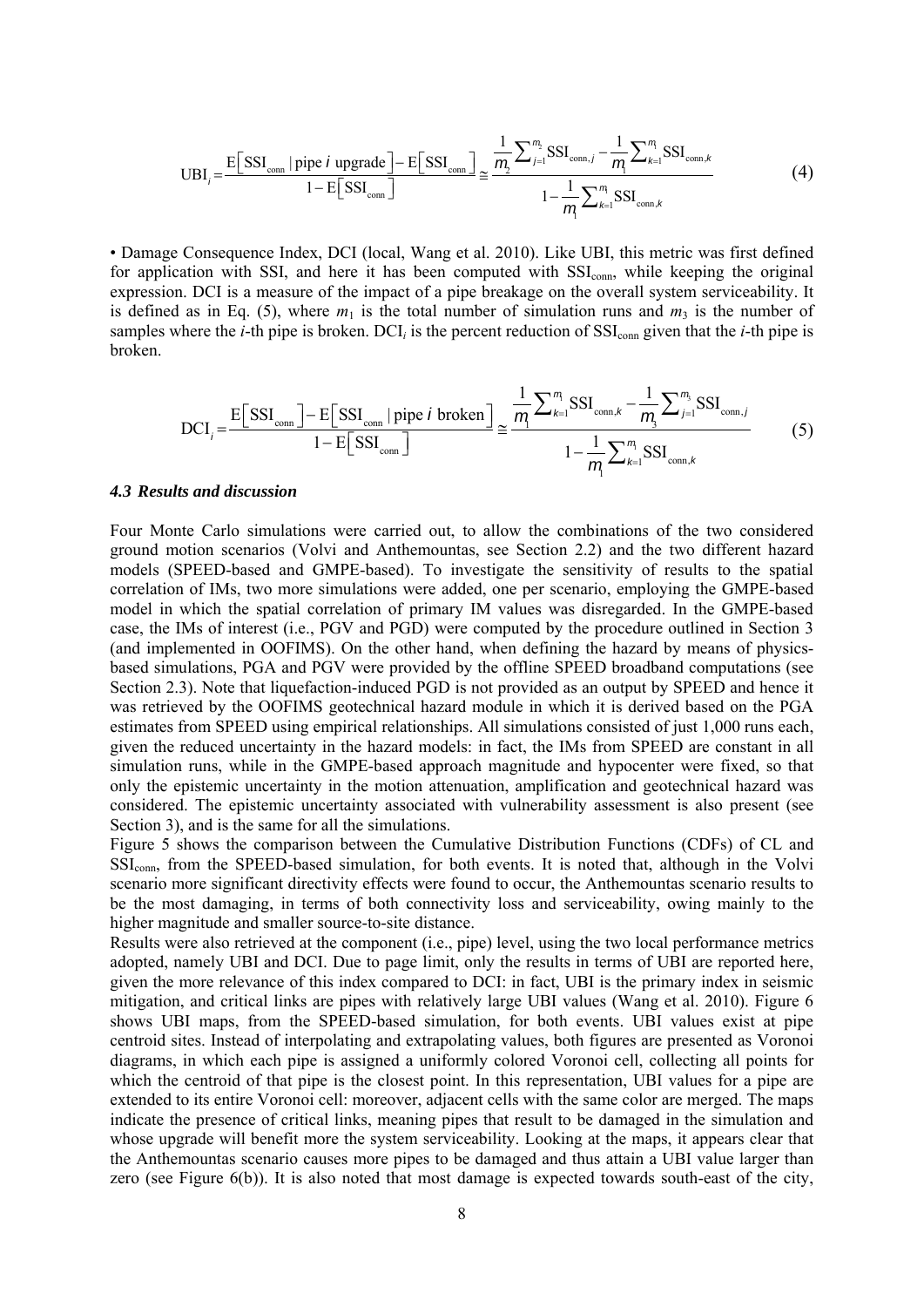$$\mathrm{UBI}_i = \frac{\mathrm{E}\left[\mathrm{SSI_{conn}} \mid \text{pipe } i \text{ upgrade}\right] - \mathrm{E}\left[\mathrm{SSI_{conn}}\right]}{1 - \mathrm{E}\left[\mathrm{SSI_{conn}}\right]} \cong \frac{\frac{1}{m_2}\sum_{j=1}^{m_2}\mathrm{SSI}_{\mathrm{conn},j} - \frac{1}{m_1}\sum_{k=1}^{m_1}\mathrm{SSI}_{\mathrm{conn},k}}{1 - \frac{1}{m_1}\sum_{k=1}^{m_1}\mathrm{SSI}_{\mathrm{conn},k}} \tag{4}$$

• Damage Consequence Index, DCI (local, Wang et al. 2010). Like UBI, this metric was first defined for application with SSI, and here it has been computed with $\mathrm{SSI_{conn}}$, while keeping the original expression. DCI is a measure of the impact of a pipe breakage on the overall system serviceability. It is defined as in Eq. (5), where $m_1$ is the total number of simulation runs and $m_3$ is the number of samples where the $i$-th pipe is broken. $\mathrm{DCI}_i$ is the percent reduction of $\mathrm{SSI_{conn}}$ given that the $i$-th pipe is broken.

$$\mathrm{DCI}_i = \frac{\mathrm{E}\left[\mathrm{SSI_{conn}}\right] - \mathrm{E}\left[\mathrm{SSI_{conn}} \mid \text{pipe } i \text{ broken}\right]}{1 - \mathrm{E}\left[\mathrm{SSI_{conn}}\right]} \cong \frac{\frac{1}{m_1}\sum_{k=1}^{m_1}\mathrm{SSI}_{\mathrm{conn},k} - \frac{1}{m_3}\sum_{j=1}^{m_3}\mathrm{SSI}_{\mathrm{conn},j}}{1 - \frac{1}{m_1}\sum_{k=1}^{m_1}\mathrm{SSI}_{\mathrm{conn},k}} \tag{5}$$

### *4.3 Results and discussion*

Four Monte Carlo simulations were carried out, to allow the combinations of the two considered ground motion scenarios (Volvi and Anthemountas, see Section 2.2) and the two different hazard models (SPEED-based and GMPE-based). To investigate the sensitivity of results to the spatial correlation of IMs, two more simulations were added, one per scenario, employing the GMPE-based model in which the spatial correlation of primary IM values was disregarded. In the GMPE-based case, the IMs of interest (i.e., PGV and PGD) were computed by the procedure outlined in Section 3 (and implemented in OOFIMS). On the other hand, when defining the hazard by means of physics-based simulations, PGA and PGV were provided by the offline SPEED broadband computations (see Section 2.3). Note that liquefaction-induced PGD is not provided as an output by SPEED and hence it was retrieved by the OOFIMS geotechnical hazard module in which it is derived based on the PGA estimates from SPEED using empirical relationships. All simulations consisted of just 1,000 runs each, given the reduced uncertainty in the hazard models: in fact, the IMs from SPEED are constant in all simulation runs, while in the GMPE-based approach magnitude and hypocenter were fixed, so that only the epistemic uncertainty in the motion attenuation, amplification and geotechnical hazard was considered. The epistemic uncertainty associated with vulnerability assessment is also present (see Section 3), and is the same for all the simulations.

Figure 5 shows the comparison between the Cumulative Distribution Functions (CDFs) of CL and $\mathrm{SSI_{conn}}$, from the SPEED-based simulation, for both events. It is noted that, although in the Volvi scenario more significant directivity effects were found to occur, the Anthemountas scenario results to be the most damaging, in terms of both connectivity loss and serviceability, owing mainly to the higher magnitude and smaller source-to-site distance.

Results were also retrieved at the component (i.e., pipe) level, using the two local performance metrics adopted, namely UBI and DCI. Due to page limit, only the results in terms of UBI are reported here, given the more relevance of this index compared to DCI: in fact, UBI is the primary index in seismic mitigation, and critical links are pipes with relatively large UBI values (Wang et al. 2010). Figure 6 shows UBI maps, from the SPEED-based simulation, for both events. UBI values exist at pipe centroid sites. Instead of interpolating and extrapolating values, both figures are presented as Voronoi diagrams, in which each pipe is assigned a uniformly colored Voronoi cell, collecting all points for which the centroid of that pipe is the closest point. In this representation, UBI values for a pipe are extended to its entire Voronoi cell: moreover, adjacent cells with the same color are merged. The maps indicate the presence of critical links, meaning pipes that result to be damaged in the simulation and whose upgrade will benefit more the system serviceability. Looking at the maps, it appears clear that the Anthemountas scenario causes more pipes to be damaged and thus attain a UBI value larger than zero (see Figure 6(b)). It is also noted that most damage is expected towards south-east of the city,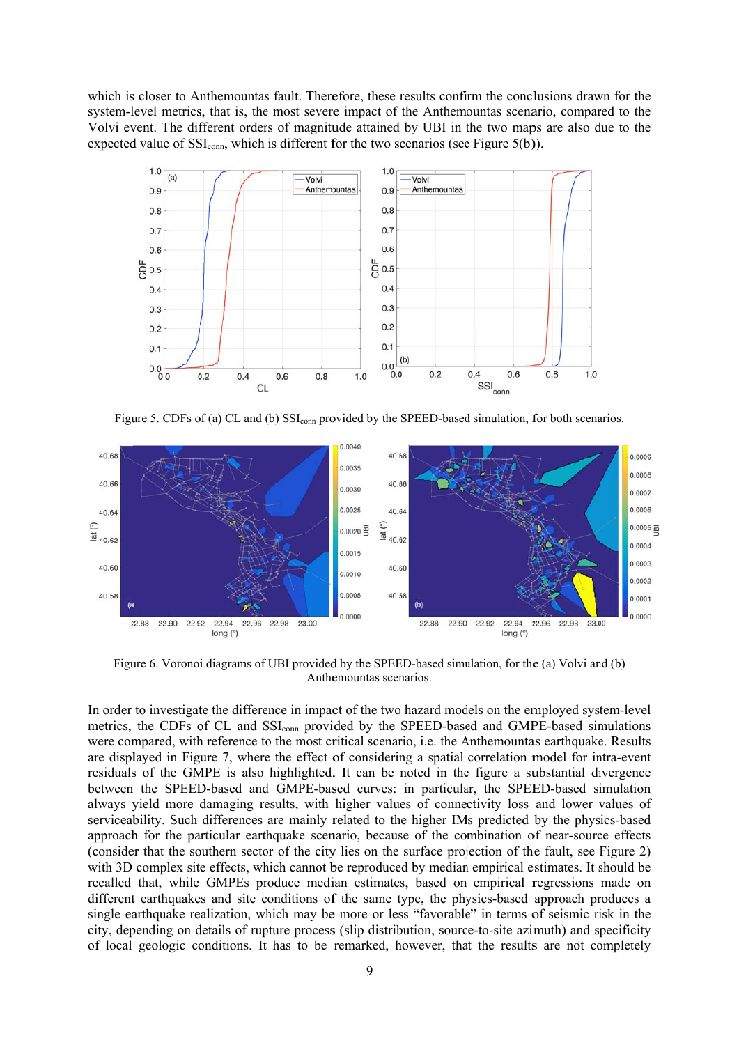which is closer to Anthemountas fault. Therefore, these results confirm the conclusions drawn for the system-level metrics, that is, the most severe impact of the Anthemountas scenario, compared to the Volvi event. The different orders of magnitude attained by UBI in the two maps are also due to the expected value of $SSI_{conn}$, which is different for the two scenarios (see Figure 5(b)).

Figure 5. CDFs of (a) CL and (b) $SSI_{conn}$ provided by the SPEED-based simulation, for both scenarios.

Figure 6. Voronoi diagrams of UBI provided by the SPEED-based simulation, for the (a) Volvi and (b) Anthemountas scenarios.

In order to investigate the difference in impact of the two hazard models on the employed system-level metrics, the CDFs of CL and $SSI_{conn}$ provided by the SPEED-based and GMPE-based simulations were compared, with reference to the most critical scenario, i.e. the Anthemountas earthquake. Results are displayed in Figure 7, where the effect of considering a spatial correlation model for intra-event residuals of the GMPE is also highlighted. It can be noted in the figure a substantial divergence between the SPEED-based and GMPE-based curves: in particular, the SPEED-based simulation always yield more damaging results, with higher values of connectivity loss and lower values of serviceability. Such differences are mainly related to the higher IMs predicted by the physics-based approach for the particular earthquake scenario, because of the combination of near-source effects (consider that the southern sector of the city lies on the surface projection of the fault, see Figure 2) with 3D complex site effects, which cannot be reproduced by median empirical estimates. It should be recalled that, while GMPEs produce median estimates, based on empirical regressions made on different earthquakes and site conditions of the same type, the physics-based approach produces a single earthquake realization, which may be more or less "favorable" in terms of seismic risk in the city, depending on details of rupture process (slip distribution, source-to-site azimuth) and specificity of local geologic conditions. It has to be remarked, however, that the results are not completely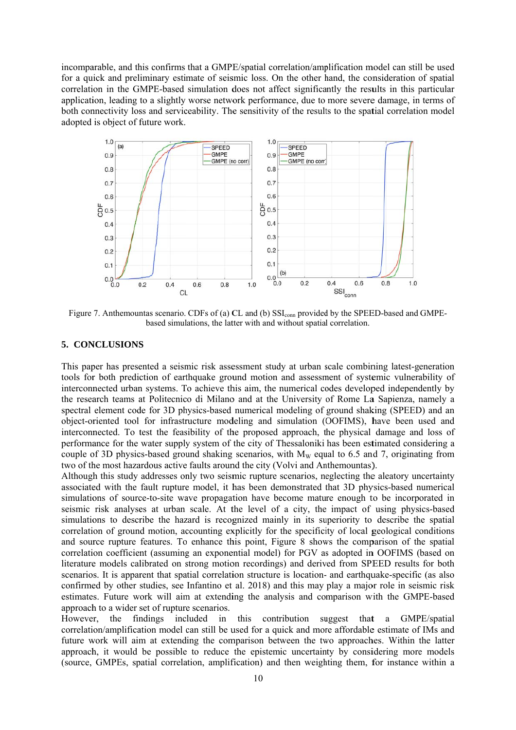incomparable, and this confirms that a GMPE/spatial correlation/amplification model can still be used for a quick and preliminary estimate of seismic loss. On the other hand, the consideration of spatial correlation in the GMPE-based simulation does not affect significantly the results in this particular application, leading to a slightly worse network performance, due to more severe damage, in terms of both connectivity loss and serviceability. The sensitivity of the results to the spatial correlation model adopted is object of future work.

Figure 7. Anthemountas scenario. CDFs of (a) CL and (b) $SSI_{conn}$ provided by the SPEED-based and GMPE-based simulations, the latter with and without spatial correlation.

## 5. CONCLUSIONS

This paper has presented a seismic risk assessment study at urban scale combining latest-generation tools for both prediction of earthquake ground motion and assessment of systemic vulnerability of interconnected urban systems. To achieve this aim, the numerical codes developed independently by the research teams at Politecnico di Milano and at the University of Rome La Sapienza, namely a spectral element code for 3D physics-based numerical modeling of ground shaking (SPEED) and an object-oriented tool for infrastructure modeling and simulation (OOFIMS), have been used and interconnected. To test the feasibility of the proposed approach, the physical damage and loss of performance for the water supply system of the city of Thessaloniki has been estimated considering a couple of 3D physics-based ground shaking scenarios, with $M_W$ equal to 6.5 and 7, originating from two of the most hazardous active faults around the city (Volvi and Anthemountas).

Although this study addresses only two seismic rupture scenarios, neglecting the aleatory uncertainty associated with the fault rupture model, it has been demonstrated that 3D physics-based numerical simulations of source-to-site wave propagation have become mature enough to be incorporated in seismic risk analyses at urban scale. At the level of a city, the impact of using physics-based simulations to describe the hazard is recognized mainly in its superiority to describe the spatial correlation of ground motion, accounting explicitly for the specificity of local geological conditions and source rupture features. To enhance this point, Figure 8 shows the comparison of the spatial correlation coefficient (assuming an exponential model) for PGV as adopted in OOFIMS (based on literature models calibrated on strong motion recordings) and derived from SPEED results for both scenarios. It is apparent that spatial correlation structure is location- and earthquake-specific (as also confirmed by other studies, see Infantino et al. 2018) and this may play a major role in seismic risk estimates. Future work will aim at extending the analysis and comparison with the GMPE-based approach to a wider set of rupture scenarios.

However, the findings included in this contribution suggest that a GMPE/spatial correlation/amplification model can still be used for a quick and more affordable estimate of IMs and future work will aim at extending the comparison between the two approaches. Within the latter approach, it would be possible to reduce the epistemic uncertainty by considering more models (source, GMPEs, spatial correlation, amplification) and then weighting them, for instance within a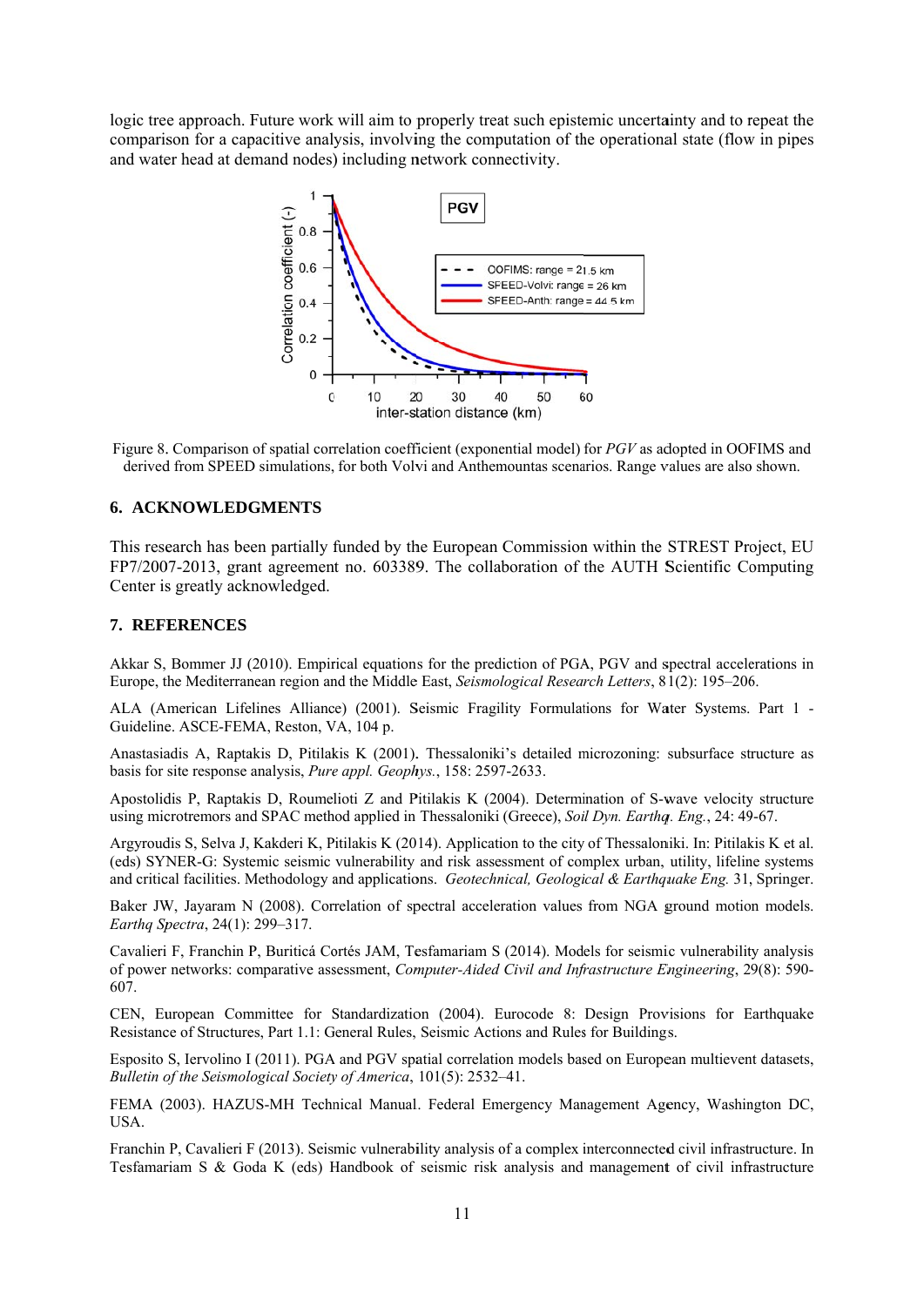logic tree approach. Future work will aim to properly treat such epistemic uncertainty and to repeat the comparison for a capacitive analysis, involving the computation of the operational state (flow in pipes and water head at demand nodes) including network connectivity.

Figure 8. Comparison of spatial correlation coefficient (exponential model) for *PGV* as adopted in OOFIMS and derived from SPEED simulations, for both Volvi and Anthemountas scenarios. Range values are also shown.

## 6. ACKNOWLEDGMENTS

This research has been partially funded by the European Commission within the STREST Project, EU FP7/2007-2013, grant agreement no. 603389. The collaboration of the AUTH Scientific Computing Center is greatly acknowledged.

## 7. REFERENCES

Akkar S, Bommer JJ (2010). Empirical equations for the prediction of PGA, PGV and spectral accelerations in Europe, the Mediterranean region and the Middle East, *Seismological Research Letters*, 81(2): 195–206.

ALA (American Lifelines Alliance) (2001). Seismic Fragility Formulations for Water Systems. Part 1 - Guideline. ASCE-FEMA, Reston, VA, 104 p.

Anastasiadis A, Raptakis D, Pitilakis K (2001). Thessaloniki's detailed microzoning: subsurface structure as basis for site response analysis, *Pure appl. Geophys.*, 158: 2597-2633.

Apostolidis P, Raptakis D, Roumelioti Z and Pitilakis K (2004). Determination of S-wave velocity structure using microtremors and SPAC method applied in Thessaloniki (Greece), *Soil Dyn. Earthq. Eng.*, 24: 49-67.

Argyroudis S, Selva J, Kakderi K, Pitilakis K (2014). Application to the city of Thessaloniki. In: Pitilakis K et al. (eds) SYNER-G: Systemic seismic vulnerability and risk assessment of complex urban, utility, lifeline systems and critical facilities. Methodology and applications. *Geotechnical, Geological & Earthquake Eng.* 31, Springer.

Baker JW, Jayaram N (2008). Correlation of spectral acceleration values from NGA ground motion models. *Earthq Spectra*, 24(1): 299–317.

Cavalieri F, Franchin P, Buriticá Cortés JAM, Tesfamariam S (2014). Models for seismic vulnerability analysis of power networks: comparative assessment, *Computer-Aided Civil and Infrastructure Engineering*, 29(8): 590-607.

CEN, European Committee for Standardization (2004). Eurocode 8: Design Provisions for Earthquake Resistance of Structures, Part 1.1: General Rules, Seismic Actions and Rules for Buildings.

Esposito S, Iervolino I (2011). PGA and PGV spatial correlation models based on European multievent datasets, *Bulletin of the Seismological Society of America*, 101(5): 2532–41.

FEMA (2003). HAZUS-MH Technical Manual. Federal Emergency Management Agency, Washington DC, USA.

Franchin P, Cavalieri F (2013). Seismic vulnerability analysis of a complex interconnected civil infrastructure. In Tesfamariam S & Goda K (eds) Handbook of seismic risk analysis and management of civil infrastructure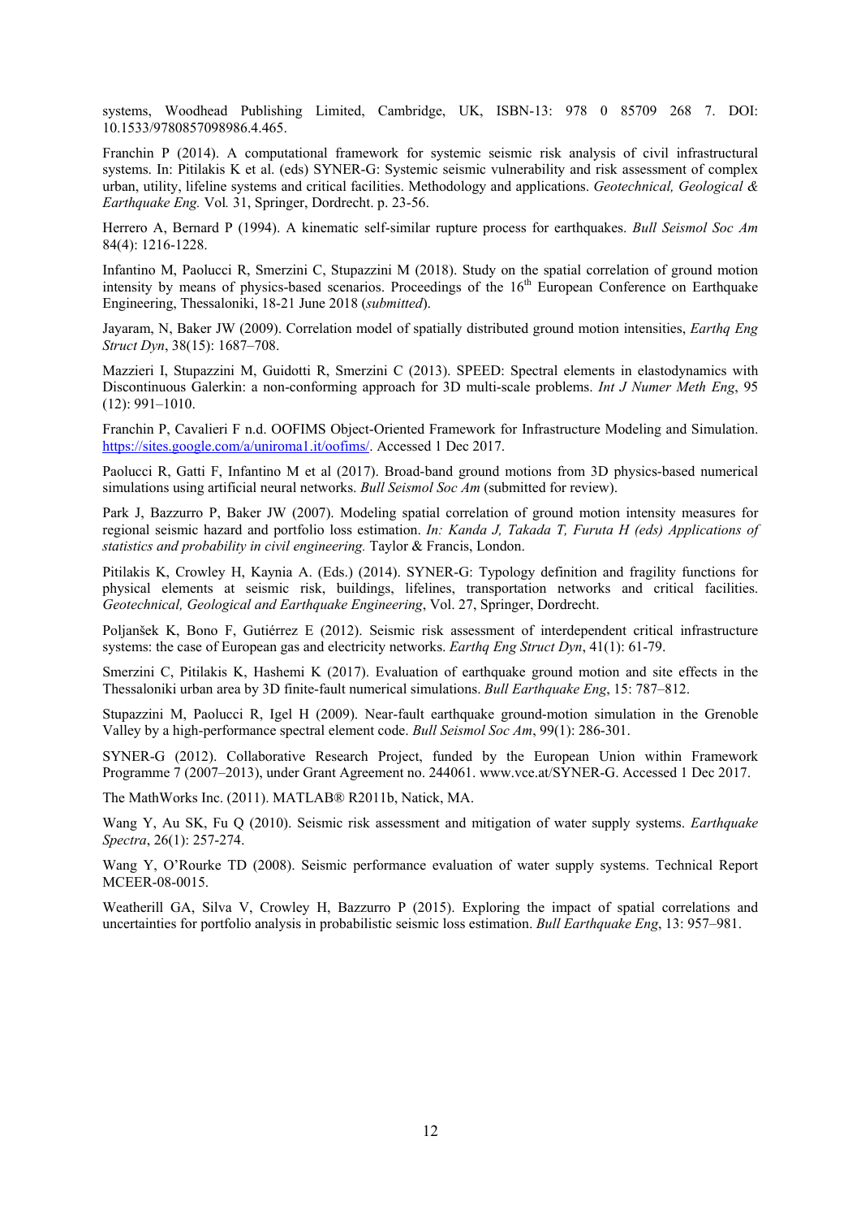systems, Woodhead Publishing Limited, Cambridge, UK, ISBN-13: 978 0 85709 268 7. DOI: 10.1533/9780857098986.4.465.

Franchin P (2014). A computational framework for systemic seismic risk analysis of civil infrastructural systems. In: Pitilakis K et al. (eds) SYNER-G: Systemic seismic vulnerability and risk assessment of complex urban, utility, lifeline systems and critical facilities. Methodology and applications. *Geotechnical, Geological & Earthquake Eng.* Vol*.* 31, Springer, Dordrecht. p. 23-56.

Herrero A, Bernard P (1994). A kinematic self-similar rupture process for earthquakes. *Bull Seismol Soc Am* 84(4): 1216-1228.

Infantino M, Paolucci R, Smerzini C, Stupazzini M (2018). Study on the spatial correlation of ground motion intensity by means of physics-based scenarios. Proceedings of the 16[th] European Conference on Earthquake Engineering, Thessaloniki, 18-21 June 2018 (*submitted*).

Jayaram, N, Baker JW (2009). Correlation model of spatially distributed ground motion intensities, *Earthq Eng Struct Dyn*, 38(15): 1687–708.

Mazzieri I, Stupazzini M, Guidotti R, Smerzini C (2013). SPEED: Spectral elements in elastodynamics with Discontinuous Galerkin: a non-conforming approach for 3D multi-scale problems. *Int J Numer Meth Eng*, 95 (12): 991–1010.

Franchin P, Cavalieri F n.d. OOFIMS Object-Oriented Framework for Infrastructure Modeling and Simulation. https://sites.google.com/a/uniroma1.it/oofims/. Accessed 1 Dec 2017.

Paolucci R, Gatti F, Infantino M et al (2017). Broad-band ground motions from 3D physics-based numerical simulations using artificial neural networks. *Bull Seismol Soc Am* (submitted for review).

Park J, Bazzurro P, Baker JW (2007). Modeling spatial correlation of ground motion intensity measures for regional seismic hazard and portfolio loss estimation. *In: Kanda J, Takada T, Furuta H (eds) Applications of statistics and probability in civil engineering.* Taylor & Francis, London.

Pitilakis K, Crowley H, Kaynia A. (Eds.) (2014). SYNER-G: Typology definition and fragility functions for physical elements at seismic risk, buildings, lifelines, transportation networks and critical facilities. *Geotechnical, Geological and Earthquake Engineering*, Vol. 27, Springer, Dordrecht.

Poljanšek K, Bono F, Gutiérrez E (2012). Seismic risk assessment of interdependent critical infrastructure systems: the case of European gas and electricity networks. *Earthq Eng Struct Dyn*, 41(1): 61-79.

Smerzini C, Pitilakis K, Hashemi K (2017). Evaluation of earthquake ground motion and site effects in the Thessaloniki urban area by 3D finite-fault numerical simulations. *Bull Earthquake Eng*, 15: 787–812.

Stupazzini M, Paolucci R, Igel H (2009). Near-fault earthquake ground-motion simulation in the Grenoble Valley by a high-performance spectral element code. *Bull Seismol Soc Am*, 99(1): 286-301.

SYNER-G (2012). Collaborative Research Project, funded by the European Union within Framework Programme 7 (2007–2013), under Grant Agreement no. 244061. www.vce.at/SYNER-G. Accessed 1 Dec 2017.

The MathWorks Inc. (2011). MATLAB® R2011b, Natick, MA.

Wang Y, Au SK, Fu Q (2010). Seismic risk assessment and mitigation of water supply systems. *Earthquake Spectra*, 26(1): 257-274.

Wang Y, O'Rourke TD (2008). Seismic performance evaluation of water supply systems. Technical Report MCEER-08-0015.

Weatherill GA, Silva V, Crowley H, Bazzurro P (2015). Exploring the impact of spatial correlations and uncertainties for portfolio analysis in probabilistic seismic loss estimation. *Bull Earthquake Eng*, 13: 957–981.